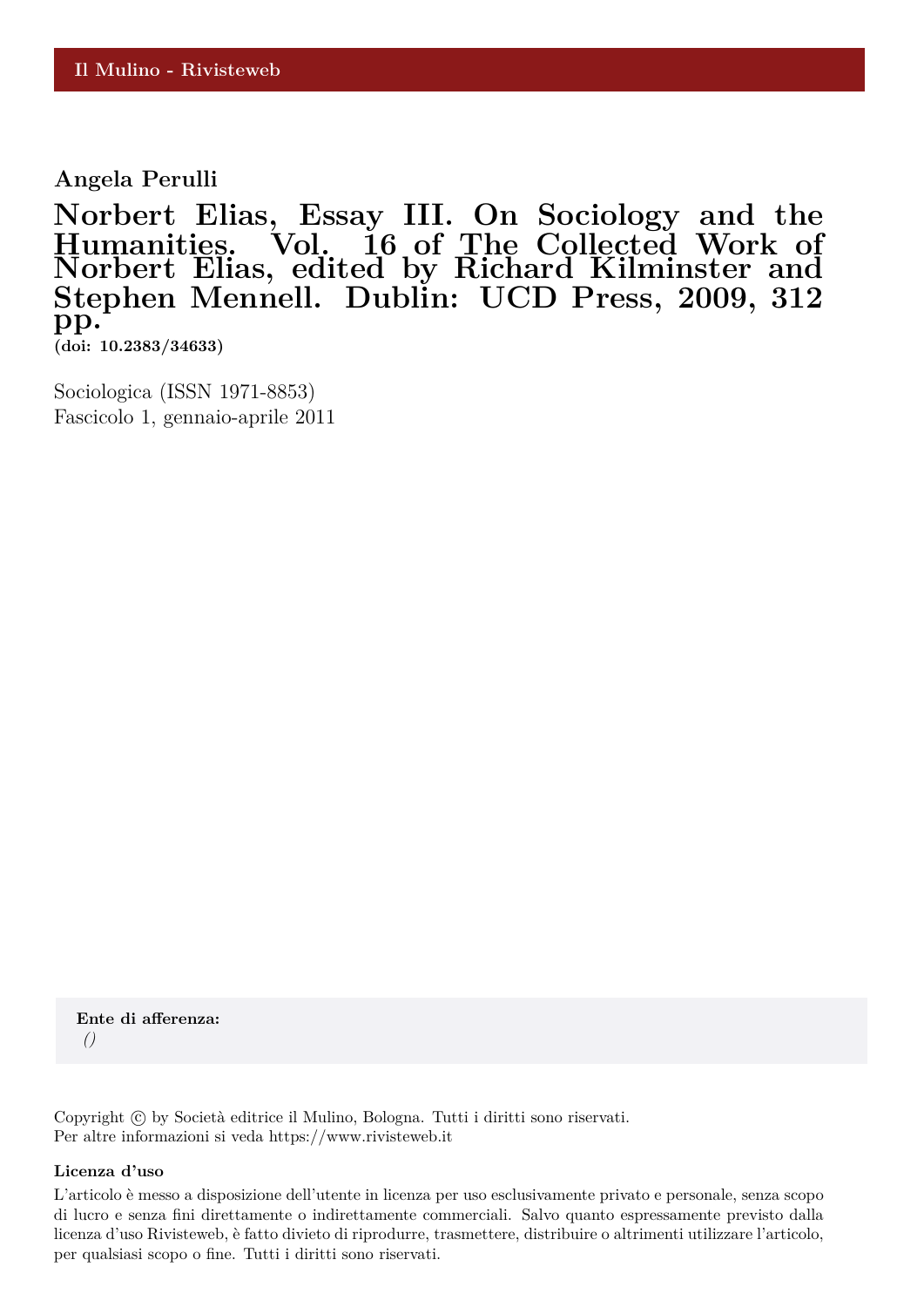Il Mulino - Rivisteweb

**Angela Perulli**

# Norbert Elias, Essay III. On Sociology and the Humanities. Vol. 16 of The Collected Work of Norbert Elias, edited by Richard Kilminster and Stephen Mennell. Dublin: UCD Press, 2009, 312 pp.

**(doi: 10.2383/34633)**

Sociologica (ISSN 1971-8853)
Fascicolo 1, gennaio-aprile 2011

**Ente di afferenza:**
*()*

Copyright © by Società editrice il Mulino, Bologna. Tutti i diritti sono riservati.
Per altre informazioni si veda https://www.rivisteweb.it

**Licenza d'uso**

L'articolo è messo a disposizione dell'utente in licenza per uso esclusivamente privato e personale, senza scopo di lucro e senza fini direttamente o indirettamente commerciali. Salvo quanto espressamente previsto dalla licenza d'uso Rivisteweb, è fatto divieto di riprodurre, trasmettere, distribuire o altrimenti utilizzare l'articolo, per qualsiasi scopo o fine. Tutti i diritti sono riservati.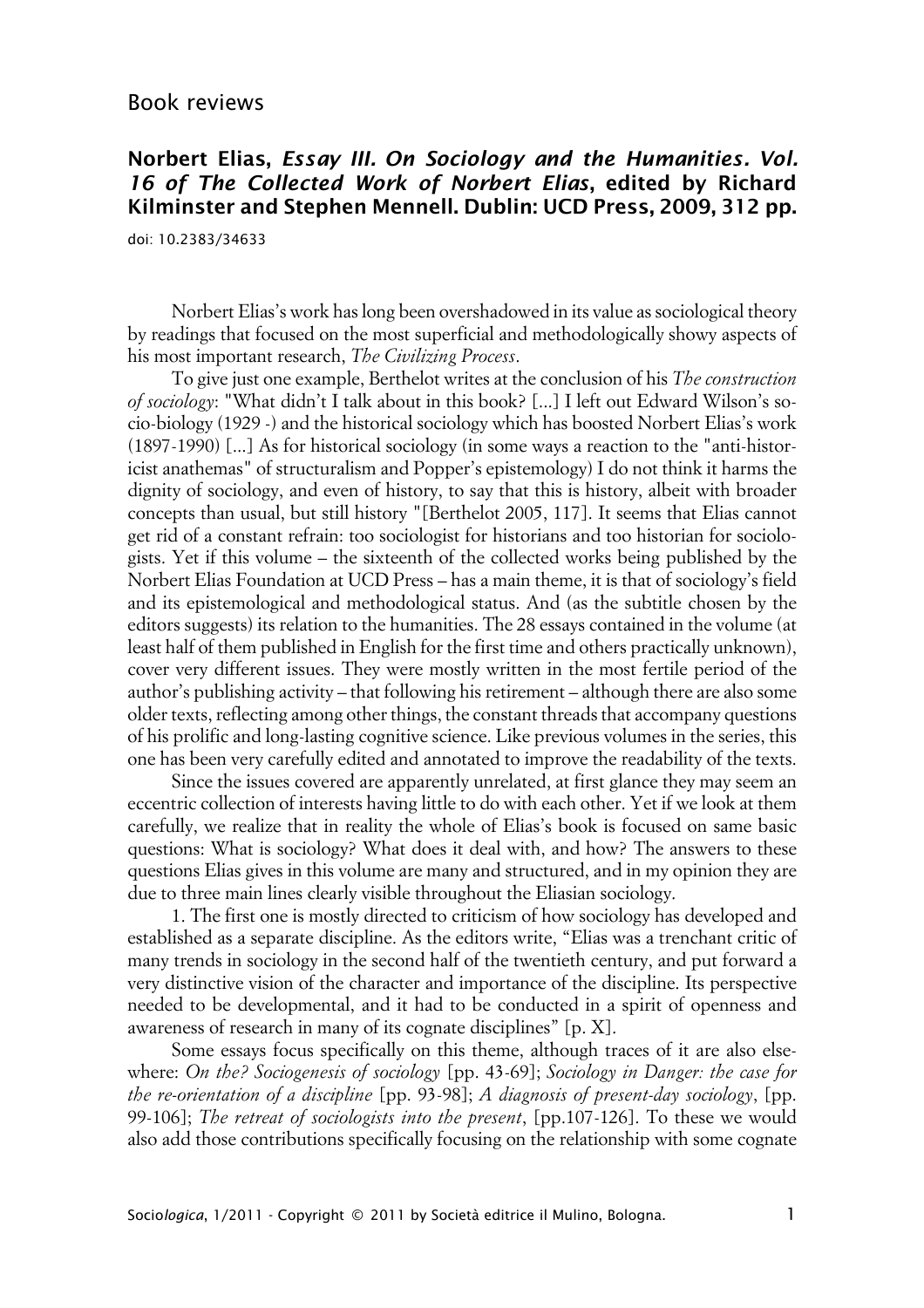Book reviews

## Norbert Elias, *Essay III. On Sociology and the Humanities. Vol. 16 of The Collected Work of Norbert Elias*, edited by Richard Kilminster and Stephen Mennell. Dublin: UCD Press, 2009, 312 pp.

doi: 10.2383/34633

Norbert Elias's work has long been overshadowed in its value as sociological theory by readings that focused on the most superficial and methodologically showy aspects of his most important research, *The Civilizing Process*.

To give just one example, Berthelot writes at the conclusion of his *The construction of sociology*: "What didn't I talk about in this book? [...] I left out Edward Wilson's socio-biology (1929 -) and the historical sociology which has boosted Norbert Elias's work (1897-1990) [...] As for historical sociology (in some ways a reaction to the "anti-historicist anathemas" of structuralism and Popper's epistemology) I do not think it harms the dignity of sociology, and even of history, to say that this is history, albeit with broader concepts than usual, but still history "[Berthelot 2005, 117]. It seems that Elias cannot get rid of a constant refrain: too sociologist for historians and too historian for sociologists. Yet if this volume – the sixteenth of the collected works being published by the Norbert Elias Foundation at UCD Press – has a main theme, it is that of sociology's field and its epistemological and methodological status. And (as the subtitle chosen by the editors suggests) its relation to the humanities. The 28 essays contained in the volume (at least half of them published in English for the first time and others practically unknown), cover very different issues. They were mostly written in the most fertile period of the author's publishing activity – that following his retirement – although there are also some older texts, reflecting among other things, the constant threads that accompany questions of his prolific and long-lasting cognitive science. Like previous volumes in the series, this one has been very carefully edited and annotated to improve the readability of the texts.

Since the issues covered are apparently unrelated, at first glance they may seem an eccentric collection of interests having little to do with each other. Yet if we look at them carefully, we realize that in reality the whole of Elias's book is focused on same basic questions: What is sociology? What does it deal with, and how? The answers to these questions Elias gives in this volume are many and structured, and in my opinion they are due to three main lines clearly visible throughout the Eliasian sociology.

1. The first one is mostly directed to criticism of how sociology has developed and established as a separate discipline. As the editors write, "Elias was a trenchant critic of many trends in sociology in the second half of the twentieth century, and put forward a very distinctive vision of the character and importance of the discipline. Its perspective needed to be developmental, and it had to be conducted in a spirit of openness and awareness of research in many of its cognate disciplines" [p. X].

Some essays focus specifically on this theme, although traces of it are also elsewhere: *On the? Sociogenesis of sociology* [pp. 43-69]; *Sociology in Danger: the case for the re-orientation of a discipline* [pp. 93-98]; *A diagnosis of present-day sociology*, [pp. 99-106]; *The retreat of sociologists into the present*, [pp.107-126]. To these we would also add those contributions specifically focusing on the relationship with some cognate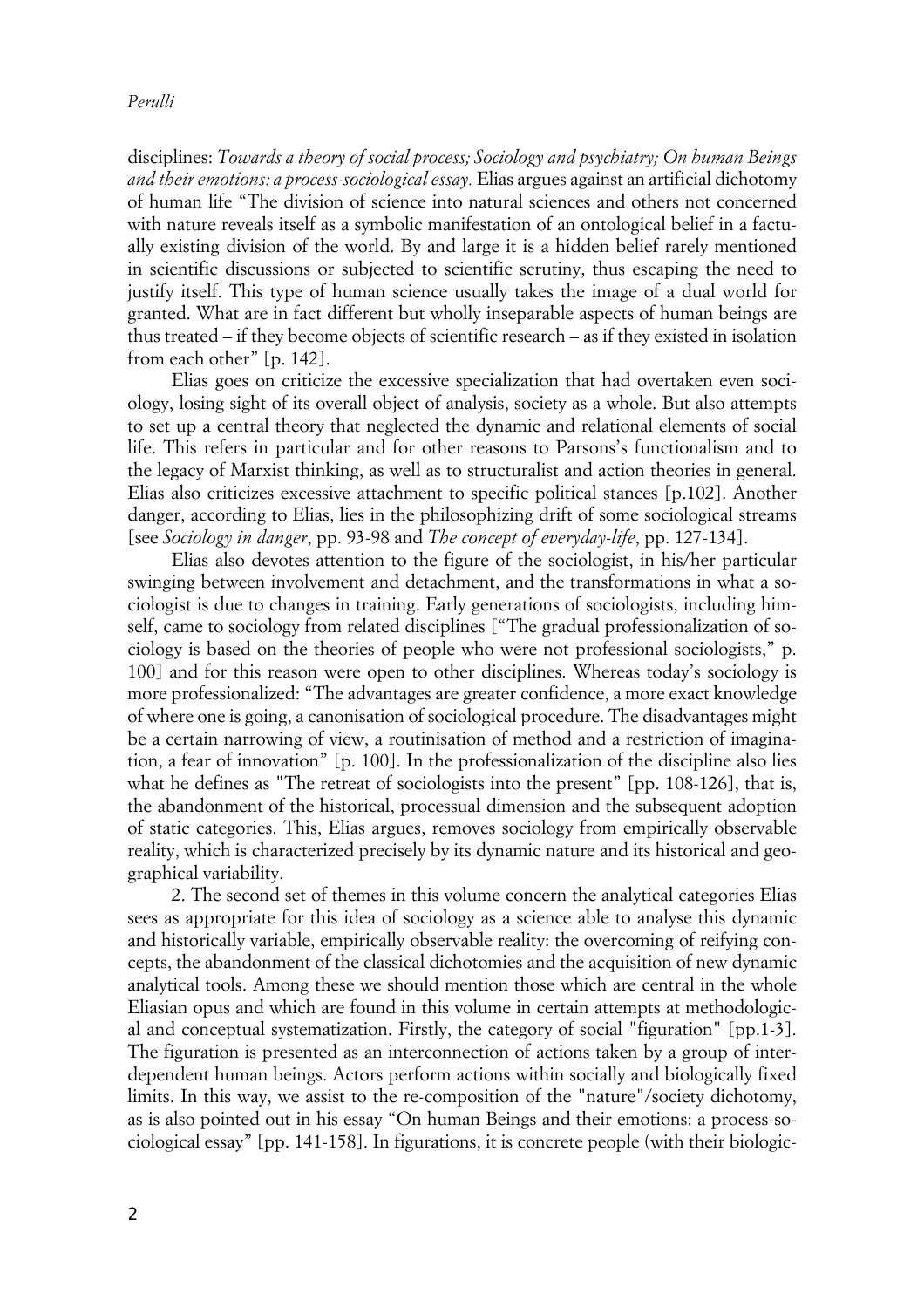disciplines: *Towards a theory of social process; Sociology and psychiatry; On human Beings and their emotions: a process-sociological essay.* Elias argues against an artificial dichotomy of human life "The division of science into natural sciences and others not concerned with nature reveals itself as a symbolic manifestation of an ontological belief in a factually existing division of the world. By and large it is a hidden belief rarely mentioned in scientific discussions or subjected to scientific scrutiny, thus escaping the need to justify itself. This type of human science usually takes the image of a dual world for granted. What are in fact different but wholly inseparable aspects of human beings are thus treated – if they become objects of scientific research – as if they existed in isolation from each other" [p. 142].

Elias goes on criticize the excessive specialization that had overtaken even sociology, losing sight of its overall object of analysis, society as a whole. But also attempts to set up a central theory that neglected the dynamic and relational elements of social life. This refers in particular and for other reasons to Parsons's functionalism and to the legacy of Marxist thinking, as well as to structuralist and action theories in general. Elias also criticizes excessive attachment to specific political stances [p.102]. Another danger, according to Elias, lies in the philosophizing drift of some sociological streams [see *Sociology in danger*, pp. 93-98 and *The concept of everyday-life*, pp. 127-134].

Elias also devotes attention to the figure of the sociologist, in his/her particular swinging between involvement and detachment, and the transformations in what a sociologist is due to changes in training. Early generations of sociologists, including himself, came to sociology from related disciplines ["The gradual professionalization of sociology is based on the theories of people who were not professional sociologists," p. 100] and for this reason were open to other disciplines. Whereas today's sociology is more professionalized: "The advantages are greater confidence, a more exact knowledge of where one is going, a canonisation of sociological procedure. The disadvantages might be a certain narrowing of view, a routinisation of method and a restriction of imagination, a fear of innovation" [p. 100]. In the professionalization of the discipline also lies what he defines as "The retreat of sociologists into the present" [pp. 108-126], that is, the abandonment of the historical, processual dimension and the subsequent adoption of static categories. This, Elias argues, removes sociology from empirically observable reality, which is characterized precisely by its dynamic nature and its historical and geographical variability.

2. The second set of themes in this volume concern the analytical categories Elias sees as appropriate for this idea of sociology as a science able to analyse this dynamic and historically variable, empirically observable reality: the overcoming of reifying concepts, the abandonment of the classical dichotomies and the acquisition of new dynamic analytical tools. Among these we should mention those which are central in the whole Eliasian opus and which are found in this volume in certain attempts at methodological and conceptual systematization. Firstly, the category of social "figuration" [pp.1-3]. The figuration is presented as an interconnection of actions taken by a group of interdependent human beings. Actors perform actions within socially and biologically fixed limits. In this way, we assist to the re-composition of the "nature"/society dichotomy, as is also pointed out in his essay "On human Beings and their emotions: a process-sociological essay" [pp. 141-158]. In figurations, it is concrete people (with their biologic-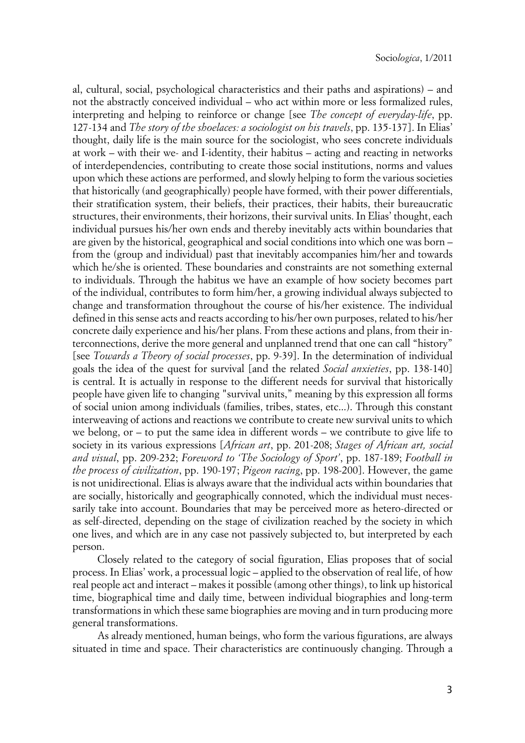al, cultural, social, psychological characteristics and their paths and aspirations) – and not the abstractly conceived individual – who act within more or less formalized rules, interpreting and helping to reinforce or change [see *The concept of everyday-life*, pp. 127-134 and *The story of the shoelaces: a sociologist on his travels*, pp. 135-137]. In Elias' thought, daily life is the main source for the sociologist, who sees concrete individuals at work – with their we- and I-identity, their habitus – acting and reacting in networks of interdependencies, contributing to create those social institutions, norms and values upon which these actions are performed, and slowly helping to form the various societies that historically (and geographically) people have formed, with their power differentials, their stratification system, their beliefs, their practices, their habits, their bureaucratic structures, their environments, their horizons, their survival units. In Elias' thought, each individual pursues his/her own ends and thereby inevitably acts within boundaries that are given by the historical, geographical and social conditions into which one was born – from the (group and individual) past that inevitably accompanies him/her and towards which he/she is oriented. These boundaries and constraints are not something external to individuals. Through the habitus we have an example of how society becomes part of the individual, contributes to form him/her, a growing individual always subjected to change and transformation throughout the course of his/her existence. The individual defined in this sense acts and reacts according to his/her own purposes, related to his/her concrete daily experience and his/her plans. From these actions and plans, from their interconnections, derive the more general and unplanned trend that one can call "history" [see *Towards a Theory of social processes*, pp. 9-39]. In the determination of individual goals the idea of the quest for survival [and the related *Social anxieties*, pp. 138-140] is central. It is actually in response to the different needs for survival that historically people have given life to changing "survival units," meaning by this expression all forms of social union among individuals (families, tribes, states, etc...). Through this constant interweaving of actions and reactions we contribute to create new survival units to which we belong, or – to put the same idea in different words – we contribute to give life to society in its various expressions [*African art*, pp. 201-208; *Stages of African art, social and visual*, pp. 209-232; *Foreword to 'The Sociology of Sport'*, pp. 187-189; *Football in the process of civilization*, pp. 190-197; *Pigeon racing*, pp. 198-200]. However, the game is not unidirectional. Elias is always aware that the individual acts within boundaries that are socially, historically and geographically connoted, which the individual must necessarily take into account. Boundaries that may be perceived more as hetero-directed or as self-directed, depending on the stage of civilization reached by the society in which one lives, and which are in any case not passively subjected to, but interpreted by each person.

Closely related to the category of social figuration, Elias proposes that of social process. In Elias' work, a processual logic – applied to the observation of real life, of how real people act and interact – makes it possible (among other things), to link up historical time, biographical time and daily time, between individual biographies and long-term transformations in which these same biographies are moving and in turn producing more general transformations.

As already mentioned, human beings, who form the various figurations, are always situated in time and space. Their characteristics are continuously changing. Through a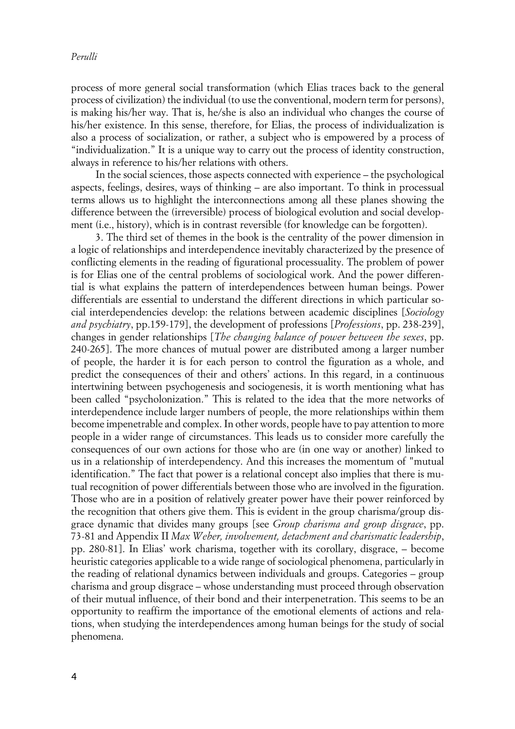process of more general social transformation (which Elias traces back to the general process of civilization) the individual (to use the conventional, modern term for persons), is making his/her way. That is, he/she is also an individual who changes the course of his/her existence. In this sense, therefore, for Elias, the process of individualization is also a process of socialization, or rather, a subject who is empowered by a process of "individualization." It is a unique way to carry out the process of identity construction, always in reference to his/her relations with others.

In the social sciences, those aspects connected with experience – the psychological aspects, feelings, desires, ways of thinking – are also important. To think in processual terms allows us to highlight the interconnections among all these planes showing the difference between the (irreversible) process of biological evolution and social development (i.e., history), which is in contrast reversible (for knowledge can be forgotten).

3. The third set of themes in the book is the centrality of the power dimension in a logic of relationships and interdependence inevitably characterized by the presence of conflicting elements in the reading of figurational processuality. The problem of power is for Elias one of the central problems of sociological work. And the power differential is what explains the pattern of interdependences between human beings. Power differentials are essential to understand the different directions in which particular social interdependencies develop: the relations between academic disciplines [*Sociology and psychiatry*, pp.159-179], the development of professions [*Professions*, pp. 238-239], changes in gender relationships [*The changing balance of power between the sexes*, pp. 240-265]. The more chances of mutual power are distributed among a larger number of people, the harder it is for each person to control the figuration as a whole, and predict the consequences of their and others' actions. In this regard, in a continuous intertwining between psychogenesis and sociogenesis, it is worth mentioning what has been called "psycholonization." This is related to the idea that the more networks of interdependence include larger numbers of people, the more relationships within them become impenetrable and complex. In other words, people have to pay attention to more people in a wider range of circumstances. This leads us to consider more carefully the consequences of our own actions for those who are (in one way or another) linked to us in a relationship of interdependency. And this increases the momentum of "mutual identification." The fact that power is a relational concept also implies that there is mutual recognition of power differentials between those who are involved in the figuration. Those who are in a position of relatively greater power have their power reinforced by the recognition that others give them. This is evident in the group charisma/group disgrace dynamic that divides many groups [see *Group charisma and group disgrace*, pp. 73-81 and Appendix II *Max Weber, involvement, detachment and charismatic leadership*, pp. 280-81]. In Elias' work charisma, together with its corollary, disgrace, – become heuristic categories applicable to a wide range of sociological phenomena, particularly in the reading of relational dynamics between individuals and groups. Categories – group charisma and group disgrace – whose understanding must proceed through observation of their mutual influence, of their bond and their interpenetration. This seems to be an opportunity to reaffirm the importance of the emotional elements of actions and relations, when studying the interdependences among human beings for the study of social phenomena.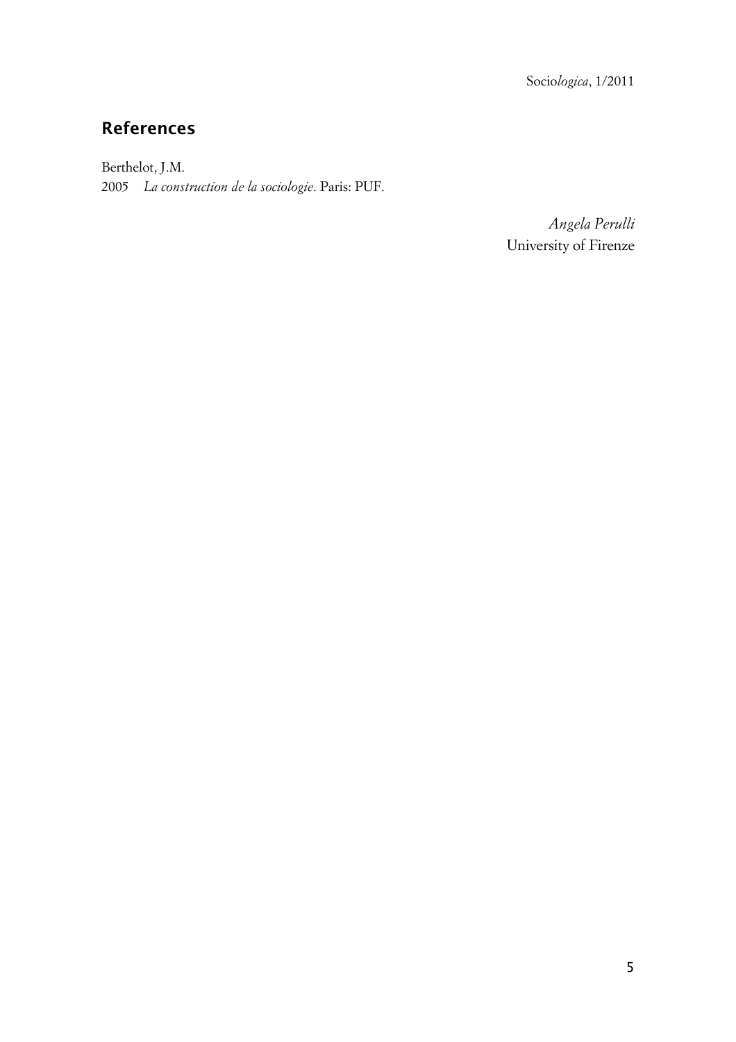## References

Berthelot, J.M.
2005 *La construction de la sociologie*. Paris: PUF.

*Angela Perulli*
University of Firenze